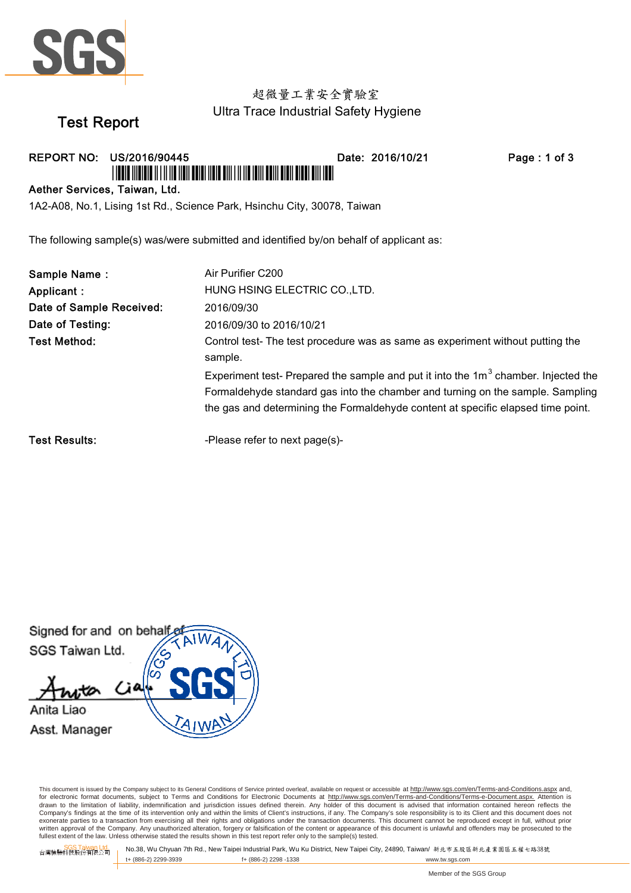SGS

超微量工業安全實驗室
Ultra Trace Industrial Safety Hygiene

# Test Report

**REPORT NO: US/2016/90445** **Date: 2016/10/21**

**Aether Services, Taiwan, Ltd.**

1A2-A08, No.1, Lising 1st Rd., Science Park, Hsinchu City, 30078, Taiwan

The following sample(s) was/were submitted and identified by/on behalf of applicant as:

**Sample Name :** Air Purifier C200

**Applicant :** HUNG HSING ELECTRIC CO.,LTD.

**Date of Sample Received:** 2016/09/30

**Date of Testing:** 2016/09/30 to 2016/10/21

**Test Method:** Control test- The test procedure was as same as experiment without putting the sample.

Experiment test- Prepared the sample and put it into the $1m^3$ chamber. Injected the Formaldehyde standard gas into the chamber and turning on the sample. Sampling the gas and determining the Formaldehyde content at specific elapsed time point.

**Test Results:** -Please refer to next page(s)-

Signed for and on behalf of
SGS Taiwan Ltd.

Anita Liao
Asst. Manager

This document is issued by the Company subject to its General Conditions of Service printed overleaf, available on request or accessible at http://www.sgs.com/en/Terms-and-Conditions.aspx and, for electronic format documents, subject to Terms and Conditions for Electronic Documents at http://www.sgs.com/en/Terms-and-Conditions/Terms-e-Document.aspx. Attention is drawn to the limitation of liability, indemnification and jurisdiction issues defined therein. Any holder of this document is advised that information contained hereon reflects the Company's findings at the time of its intervention only and within the limits of Client's instructions, if any. The Company's sole responsibility is to its Client and this document does not exonerate parties to a transaction from exercising all their rights and obligations under the transaction documents. This document cannot be reproduced except in full, without prior written approval of the Company. Any unauthorized alteration, forgery or falsification of the content or appearance of this document is unlawful and offenders may be prosecuted to the fullest extent of the law. Unless otherwise stated the results shown in this test report refer only to the sample(s) tested.

SGS Taiwan Ltd. 台灣檢驗科技股份有限公司 | No.38, Wu Chyuan 7th Rd., New Taipei Industrial Park, Wu Ku District, New Taipei City, 24890, Taiwan/ 新北市五股區新北產業園區五權七路38號
t+ (886-2) 2299-3939 f+ (886-2) 2298 -1338 www.tw.sgs.com

Member of the SGS Group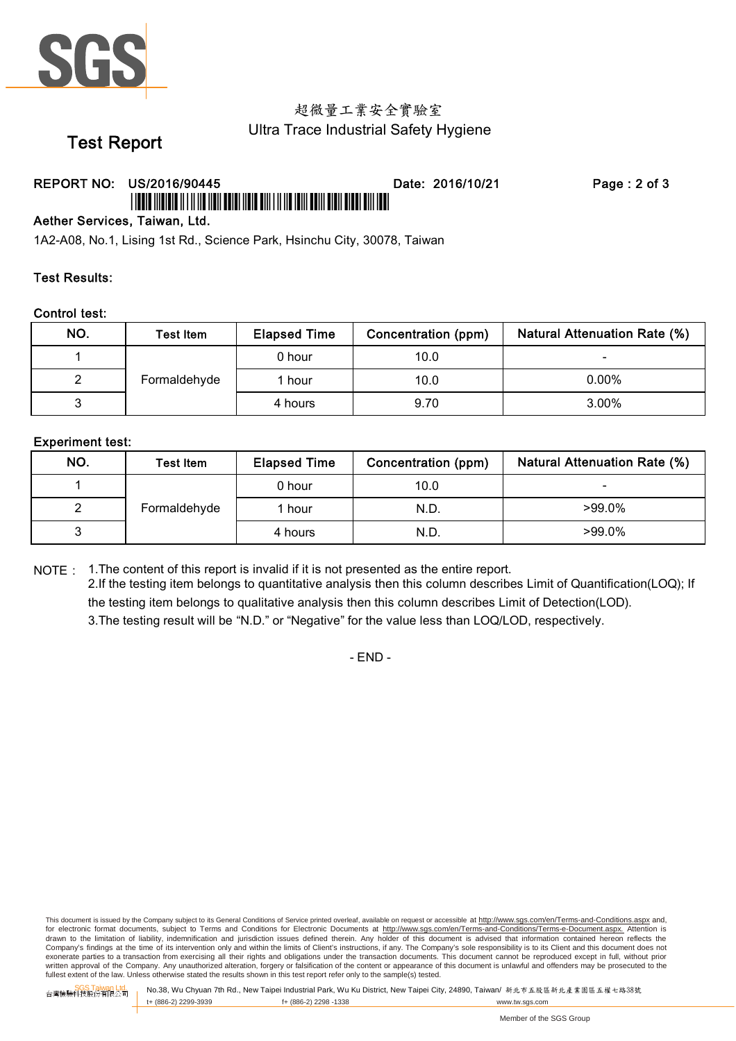超微量工業安全實驗室

Ultra Trace Industrial Safety Hygiene

# Test Report

**REPORT NO: US/2016/90445** **Date: 2016/10/21**

**Aether Services, Taiwan, Ltd.**

1A2-A08, No.1, Lising 1st Rd., Science Park, Hsinchu City, 30078, Taiwan

**Test Results:**

**Control test:**

| NO. | Test Item | Elapsed Time | Concentration (ppm) | Natural Attenuation Rate (%) |
|---|---|---|---|---|
| 1 | Formaldehyde | 0 hour | 10.0 | - |
| 2 | | 1 hour | 10.0 | 0.00% |
| 3 | | 4 hours | 9.70 | 3.00% |

**Experiment test:**

| NO. | Test Item | Elapsed Time | Concentration (ppm) | Natural Attenuation Rate (%) |
|---|---|---|---|---|
| 1 | Formaldehyde | 0 hour | 10.0 | - |
| 2 | | 1 hour | N.D. | >99.0% |
| 3 | | 4 hours | N.D. | >99.0% |

NOTE：1.The content of this report is invalid if it is not presented as the entire report.
2.If the testing item belongs to quantitative analysis then this column describes Limit of Quantification(LOQ); If the testing item belongs to qualitative analysis then this column describes Limit of Detection(LOD).
3.The testing result will be "N.D." or "Negative" for the value less than LOQ/LOD, respectively.

- END -

This document is issued by the Company subject to its General Conditions of Service printed overleaf, available on request or accessible at http://www.sgs.com/en/Terms-and-Conditions.aspx and, for electronic format documents, subject to Terms and Conditions for Electronic Documents at http://www.sgs.com/en/Terms-and-Conditions/Terms-e-Document.aspx. Attention is drawn to the limitation of liability, indemnification and jurisdiction issues defined therein. Any holder of this document is advised that information contained hereon reflects the Company's findings at the time of its intervention only and within the limits of Client's instructions, if any. The Company's sole responsibility is to its Client and this document does not exonerate parties to a transaction from exercising all their rights and obligations under the transaction documents. This document cannot be reproduced except in full, without prior written approval of the Company. Any unauthorized alteration, forgery or falsification of the content or appearance of this document is unlawful and offenders may be prosecuted to the fullest extent of the law. Unless otherwise stated the results shown in this test report refer only to the sample(s) tested.

SGS Taiwan Ltd. 台灣檢驗科技股份有限公司 | No.38, Wu Chyuan 7th Rd., New Taipei Industrial Park, Wu Ku District, New Taipei City, 24890, Taiwan/ 新北市五股區新北產業園區五權七路38號 | t+ (886-2) 2299-3939 f+ (886-2) 2298 -1338 www.tw.sgs.com

Member of the SGS Group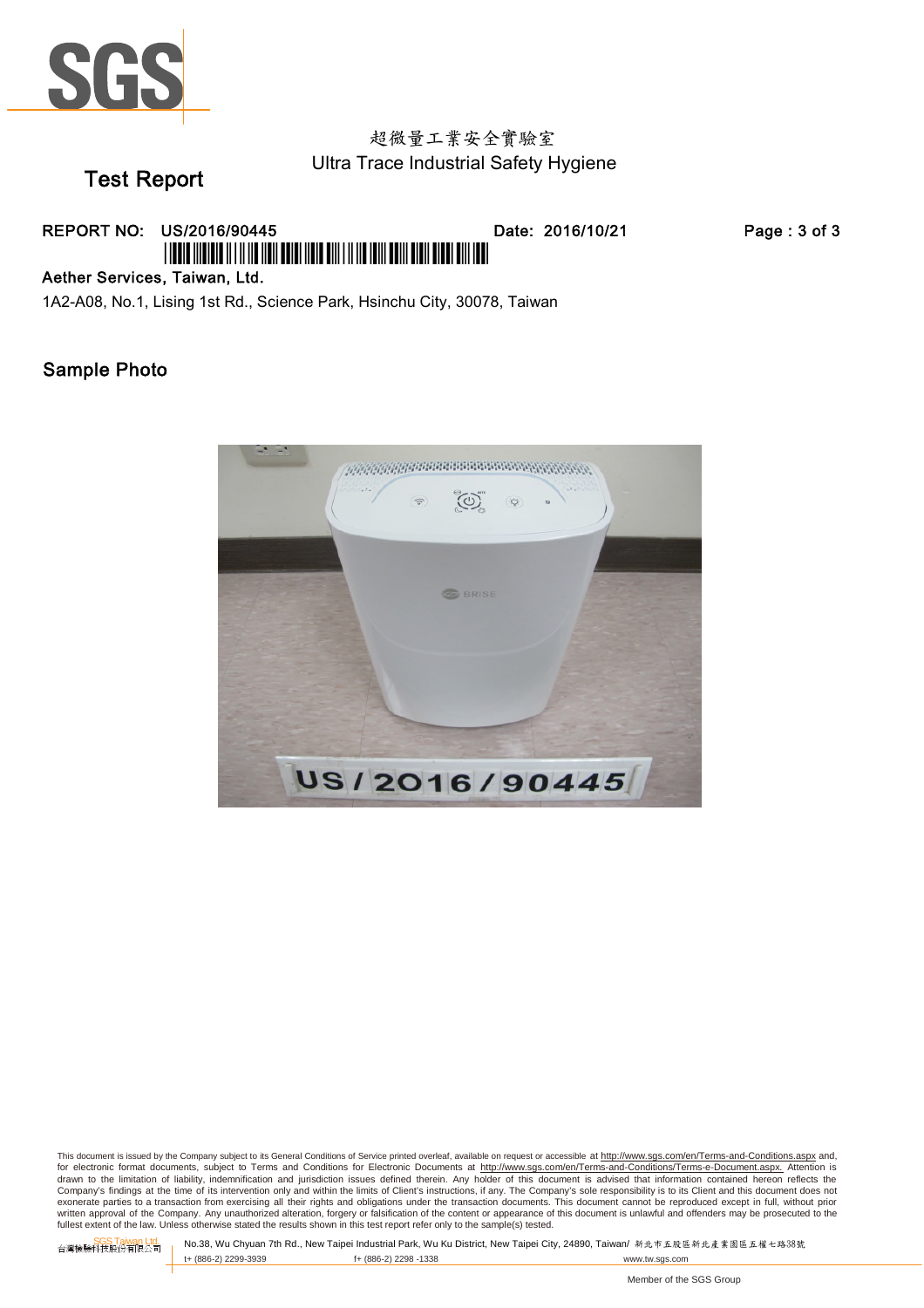超微量工業安全實驗室
Ultra Trace Industrial Safety Hygiene

# Test Report

**REPORT NO: US/2016/90445** **Date: 2016/10/21**

**Aether Services, Taiwan, Ltd.**

1A2-A08, No.1, Lising 1st Rd., Science Park, Hsinchu City, 30078, Taiwan

## Sample Photo

This document is issued by the Company subject to its General Conditions of Service printed overleaf, available on request or accessible at http://www.sgs.com/en/Terms-and-Conditions.aspx and, for electronic format documents, subject to Terms and Conditions for Electronic Documents at http://www.sgs.com/en/Terms-and-Conditions/Terms-e-Document.aspx. Attention is drawn to the limitation of liability, indemnification and jurisdiction issues defined therein. Any holder of this document is advised that information contained hereon reflects the Company's findings at the time of its intervention only and within the limits of Client's instructions, if any. The Company's sole responsibility is to its Client and this document does not exonerate parties to a transaction from exercising all their rights and obligations under the transaction documents. This document cannot be reproduced except in full, without prior written approval of the Company. Any unauthorized alteration, forgery or falsification of the content or appearance of this document is unlawful and offenders may be prosecuted to the fullest extent of the law. Unless otherwise stated the results shown in this test report refer only to the sample(s) tested.

SGS Taiwan Ltd. 台灣檢驗科技股份有限公司 No.38, Wu Chyuan 7th Rd., New Taipei Industrial Park, Wu Ku District, New Taipei City, 24890, Taiwan/ 新北市五股區新北產業園區五權七路38號
t+ (886-2) 2299-3939 f+ (886-2) 2298 -1338 www.tw.sgs.com

Member of the SGS Group